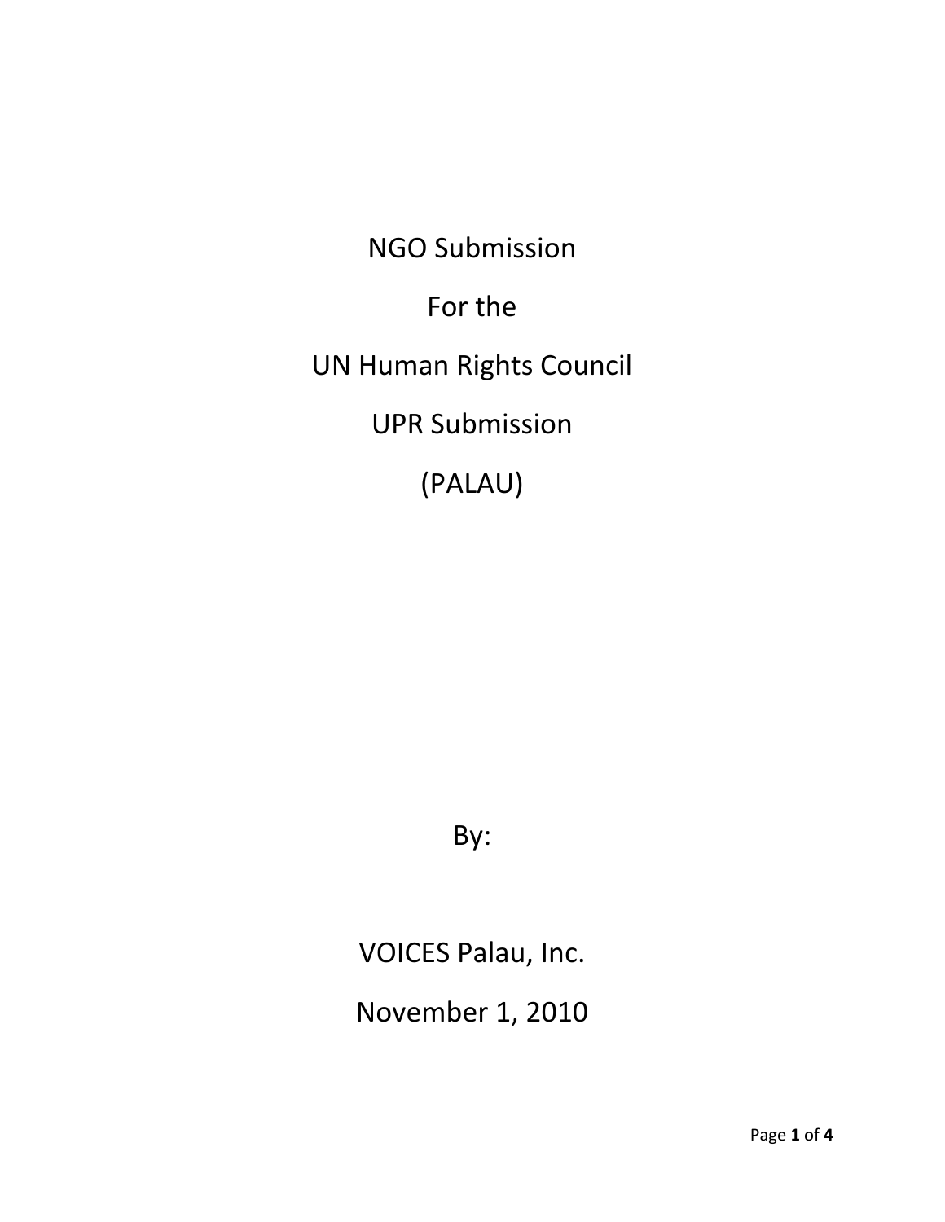# NGO Submission

# For the

# UN Human Rights Council

# UPR Submission

# (PALAU)

By:

VOICES Palau, Inc.

November 1, 2010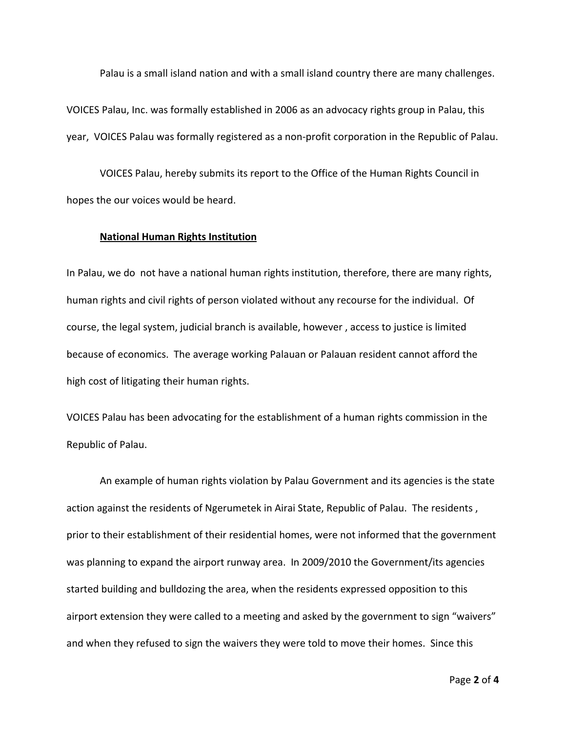Palau is a small island nation and with a small island country there are many challenges.

VOICES Palau, Inc. was formally established in 2006 as an advocacy rights group in Palau, this year, VOICES Palau was formally registered as a non-profit corporation in the Republic of Palau.

VOICES Palau, hereby submits its report to the Office of the Human Rights Council in hopes the our voices would be heard.

**National Human Rights Institution**

In Palau, we do not have a national human rights institution, therefore, there are many rights, human rights and civil rights of person violated without any recourse for the individual. Of course, the legal system, judicial branch is available, however , access to justice is limited because of economics. The average working Palauan or Palauan resident cannot afford the high cost of litigating their human rights.

VOICES Palau has been advocating for the establishment of a human rights commission in the Republic of Palau.

An example of human rights violation by Palau Government and its agencies is the state action against the residents of Ngerumetek in Airai State, Republic of Palau. The residents , prior to their establishment of their residential homes, were not informed that the government was planning to expand the airport runway area. In 2009/2010 the Government/its agencies started building and bulldozing the area, when the residents expressed opposition to this airport extension they were called to a meeting and asked by the government to sign "waivers" and when they refused to sign the waivers they were told to move their homes. Since this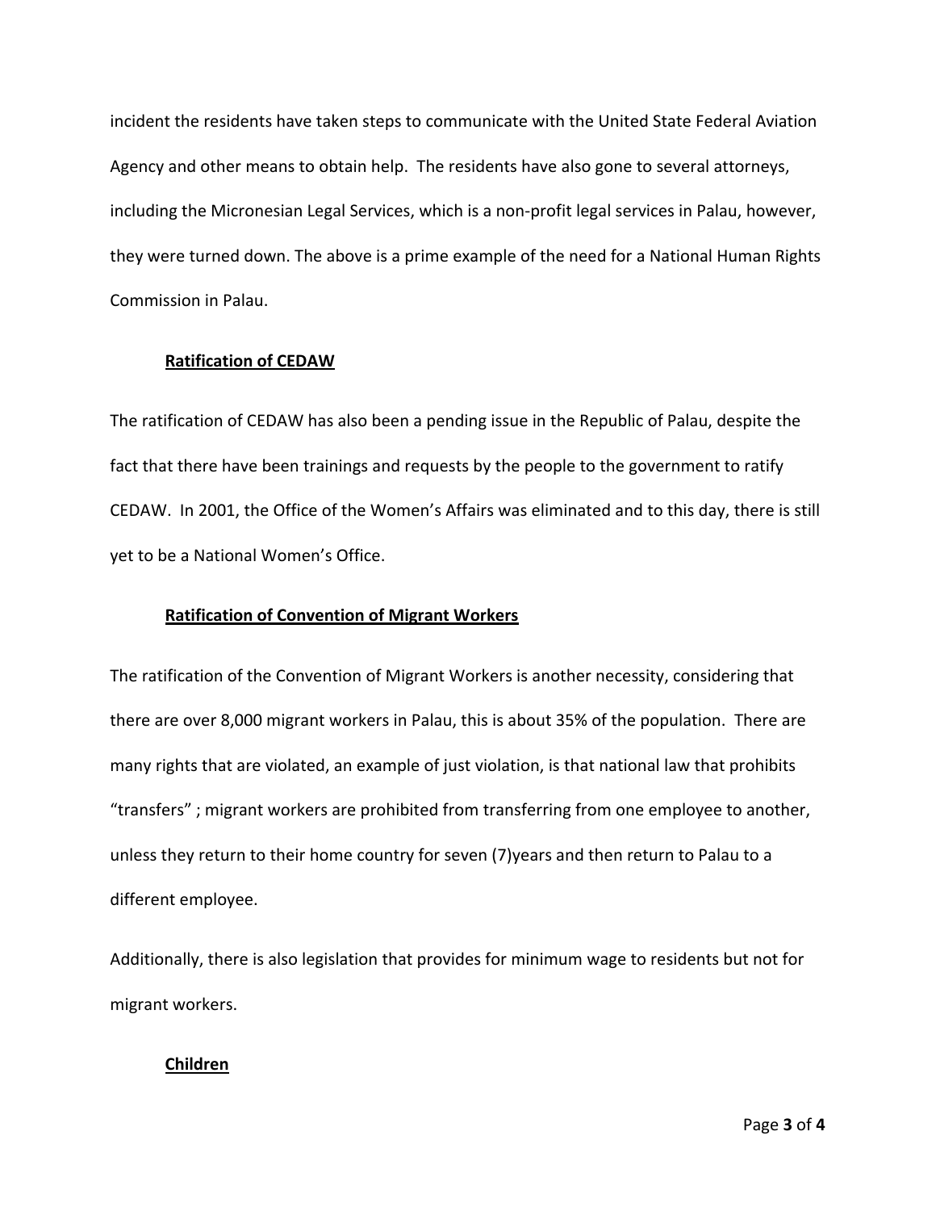incident the residents have taken steps to communicate with the United State Federal Aviation Agency and other means to obtain help. The residents have also gone to several attorneys, including the Micronesian Legal Services, which is a non-profit legal services in Palau, however, they were turned down. The above is a prime example of the need for a National Human Rights Commission in Palau.

### Ratification of CEDAW

The ratification of CEDAW has also been a pending issue in the Republic of Palau, despite the fact that there have been trainings and requests by the people to the government to ratify CEDAW. In 2001, the Office of the Women's Affairs was eliminated and to this day, there is still yet to be a National Women's Office.

### Ratification of Convention of Migrant Workers

The ratification of the Convention of Migrant Workers is another necessity, considering that there are over 8,000 migrant workers in Palau, this is about 35% of the population. There are many rights that are violated, an example of just violation, is that national law that prohibits "transfers" ; migrant workers are prohibited from transferring from one employee to another, unless they return to their home country for seven (7)years and then return to Palau to a different employee.

Additionally, there is also legislation that provides for minimum wage to residents but not for migrant workers.

### Children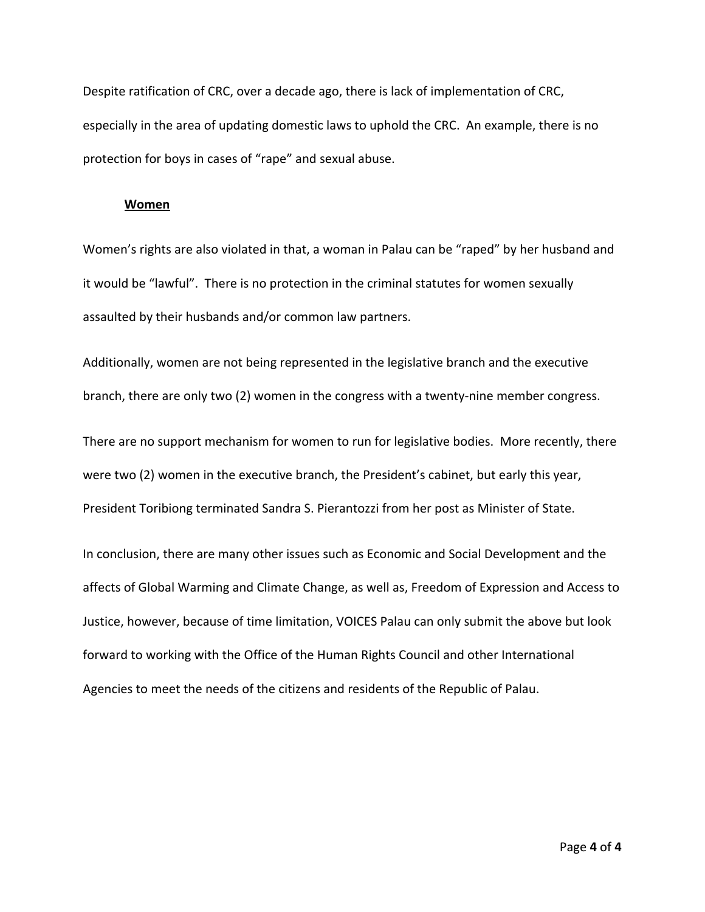Despite ratification of CRC, over a decade ago, there is lack of implementation of CRC, especially in the area of updating domestic laws to uphold the CRC. An example, there is no protection for boys in cases of "rape" and sexual abuse.

**Women**

Women's rights are also violated in that, a woman in Palau can be "raped" by her husband and it would be "lawful". There is no protection in the criminal statutes for women sexually assaulted by their husbands and/or common law partners.

Additionally, women are not being represented in the legislative branch and the executive branch, there are only two (2) women in the congress with a twenty-nine member congress.

There are no support mechanism for women to run for legislative bodies. More recently, there were two (2) women in the executive branch, the President's cabinet, but early this year, President Toribiong terminated Sandra S. Pierantozzi from her post as Minister of State.

In conclusion, there are many other issues such as Economic and Social Development and the affects of Global Warming and Climate Change, as well as, Freedom of Expression and Access to Justice, however, because of time limitation, VOICES Palau can only submit the above but look forward to working with the Office of the Human Rights Council and other International Agencies to meet the needs of the citizens and residents of the Republic of Palau.